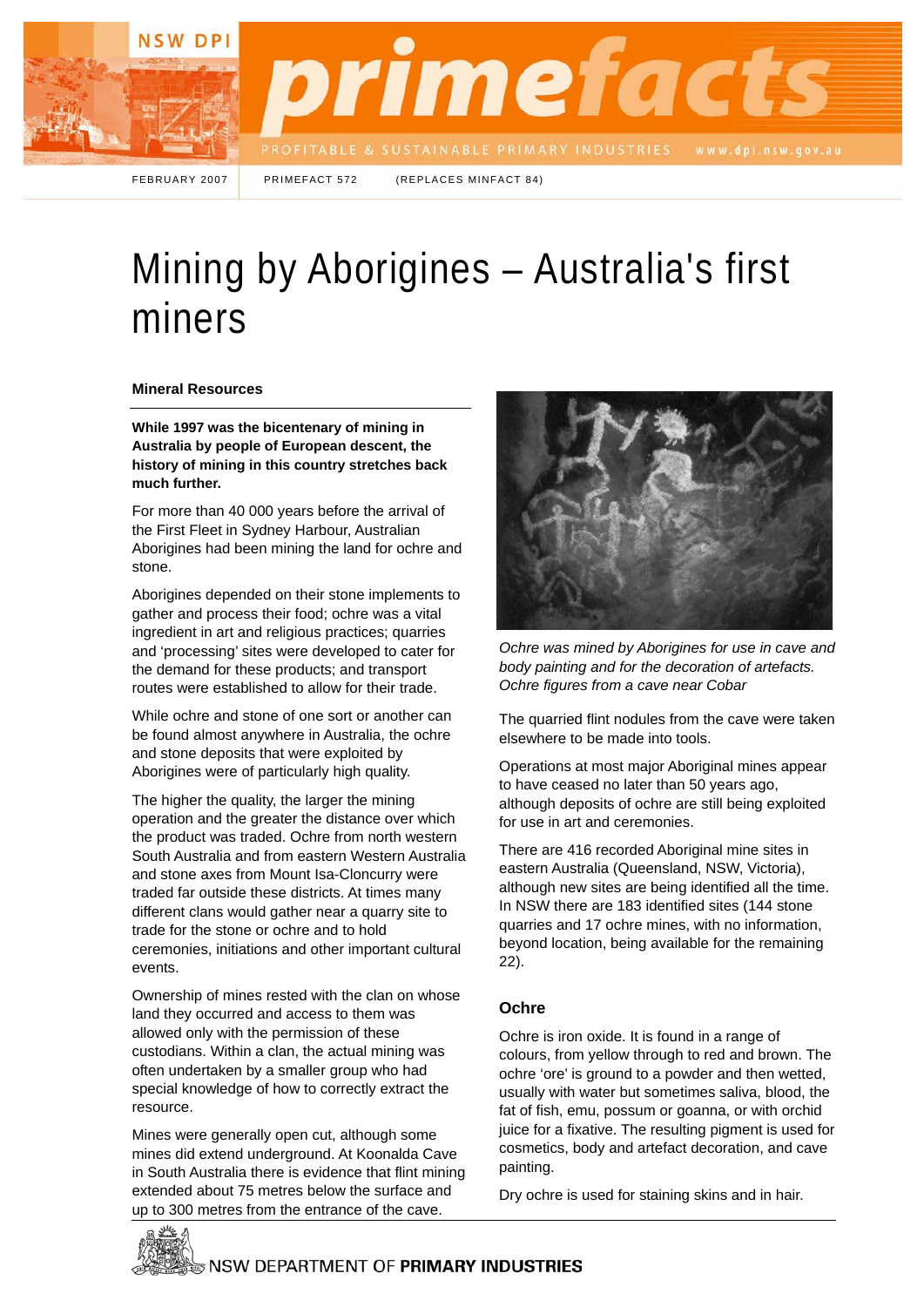FEBRUARY 2007 PRIMEFACT 572 (REPLACES MINFACT 84)

# Mining by Aborigines – Australia's first miners

**Mineral Resources**

**While 1997 was the bicentenary of mining in Australia by people of European descent, the history of mining in this country stretches back much further.**

For more than 40 000 years before the arrival of the First Fleet in Sydney Harbour, Australian Aborigines had been mining the land for ochre and stone.

Aborigines depended on their stone implements to gather and process their food; ochre was a vital ingredient in art and religious practices; quarries and 'processing' sites were developed to cater for the demand for these products; and transport routes were established to allow for their trade.

While ochre and stone of one sort or another can be found almost anywhere in Australia, the ochre and stone deposits that were exploited by Aborigines were of particularly high quality.

The higher the quality, the larger the mining operation and the greater the distance over which the product was traded. Ochre from north western South Australia and from eastern Western Australia and stone axes from Mount Isa-Cloncurry were traded far outside these districts. At times many different clans would gather near a quarry site to trade for the stone or ochre and to hold ceremonies, initiations and other important cultural events.

Ownership of mines rested with the clan on whose land they occurred and access to them was allowed only with the permission of these custodians. Within a clan, the actual mining was often undertaken by a smaller group who had special knowledge of how to correctly extract the resource.

Mines were generally open cut, although some mines did extend underground. At Koonalda Cave in South Australia there is evidence that flint mining extended about 75 metres below the surface and up to 300 metres from the entrance of the cave.

*Ochre was mined by Aborigines for use in cave and body painting and for the decoration of artefacts. Ochre figures from a cave near Cobar*

The quarried flint nodules from the cave were taken elsewhere to be made into tools.

Operations at most major Aboriginal mines appear to have ceased no later than 50 years ago, although deposits of ochre are still being exploited for use in art and ceremonies.

There are 416 recorded Aboriginal mine sites in eastern Australia (Queensland, NSW, Victoria), although new sites are being identified all the time. In NSW there are 183 identified sites (144 stone quarries and 17 ochre mines, with no information, beyond location, being available for the remaining 22).

## Ochre

Ochre is iron oxide. It is found in a range of colours, from yellow through to red and brown. The ochre 'ore' is ground to a powder and then wetted, usually with water but sometimes saliva, blood, the fat of fish, emu, possum or goanna, or with orchid juice for a fixative. The resulting pigment is used for cosmetics, body and artefact decoration, and cave painting.

Dry ochre is used for staining skins and in hair.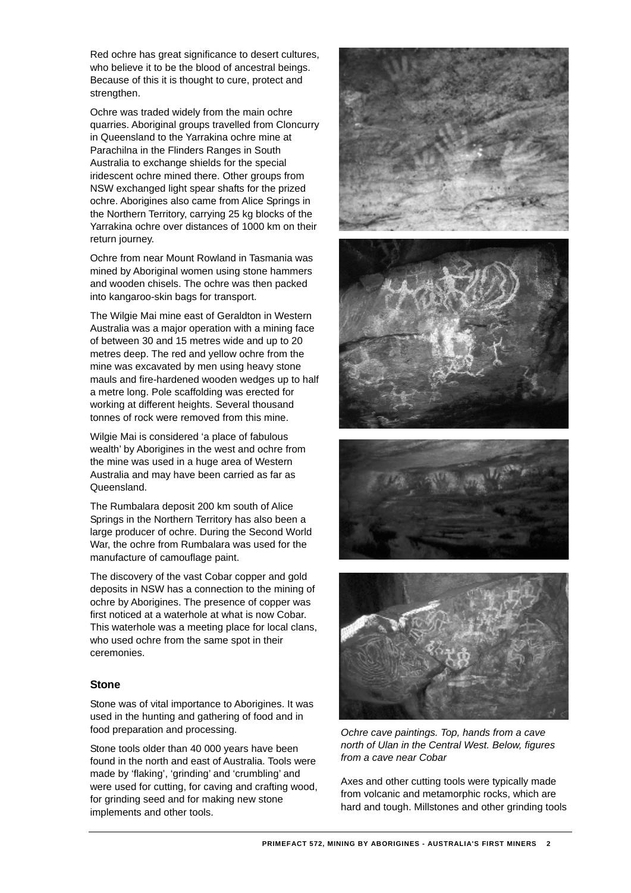Red ochre has great significance to desert cultures, who believe it to be the blood of ancestral beings. Because of this it is thought to cure, protect and strengthen.

Ochre was traded widely from the main ochre quarries. Aboriginal groups travelled from Cloncurry in Queensland to the Yarrakina ochre mine at Parachilna in the Flinders Ranges in South Australia to exchange shields for the special iridescent ochre mined there. Other groups from NSW exchanged light spear shafts for the prized ochre. Aborigines also came from Alice Springs in the Northern Territory, carrying 25 kg blocks of the Yarrakina ochre over distances of 1000 km on their return journey.

Ochre from near Mount Rowland in Tasmania was mined by Aboriginal women using stone hammers and wooden chisels. The ochre was then packed into kangaroo-skin bags for transport.

The Wilgie Mai mine east of Geraldton in Western Australia was a major operation with a mining face of between 30 and 15 metres wide and up to 20 metres deep. The red and yellow ochre from the mine was excavated by men using heavy stone mauls and fire-hardened wooden wedges up to half a metre long. Pole scaffolding was erected for working at different heights. Several thousand tonnes of rock were removed from this mine.

Wilgie Mai is considered 'a place of fabulous wealth' by Aborigines in the west and ochre from the mine was used in a huge area of Western Australia and may have been carried as far as Queensland.

The Rumbalara deposit 200 km south of Alice Springs in the Northern Territory has also been a large producer of ochre. During the Second World War, the ochre from Rumbalara was used for the manufacture of camouflage paint.

The discovery of the vast Cobar copper and gold deposits in NSW has a connection to the mining of ochre by Aborigines. The presence of copper was first noticed at a waterhole at what is now Cobar. This waterhole was a meeting place for local clans, who used ochre from the same spot in their ceremonies.

### Stone

Stone was of vital importance to Aborigines. It was used in the hunting and gathering of food and in food preparation and processing.

Stone tools older than 40 000 years have been found in the north and east of Australia. Tools were made by 'flaking', 'grinding' and 'crumbling' and were used for cutting, for caving and crafting wood, for grinding seed and for making new stone implements and other tools.

*Ochre cave paintings. Top, hands from a cave north of Ulan in the Central West. Below, figures from a cave near Cobar*

Axes and other cutting tools were typically made from volcanic and metamorphic rocks, which are hard and tough. Millstones and other grinding tools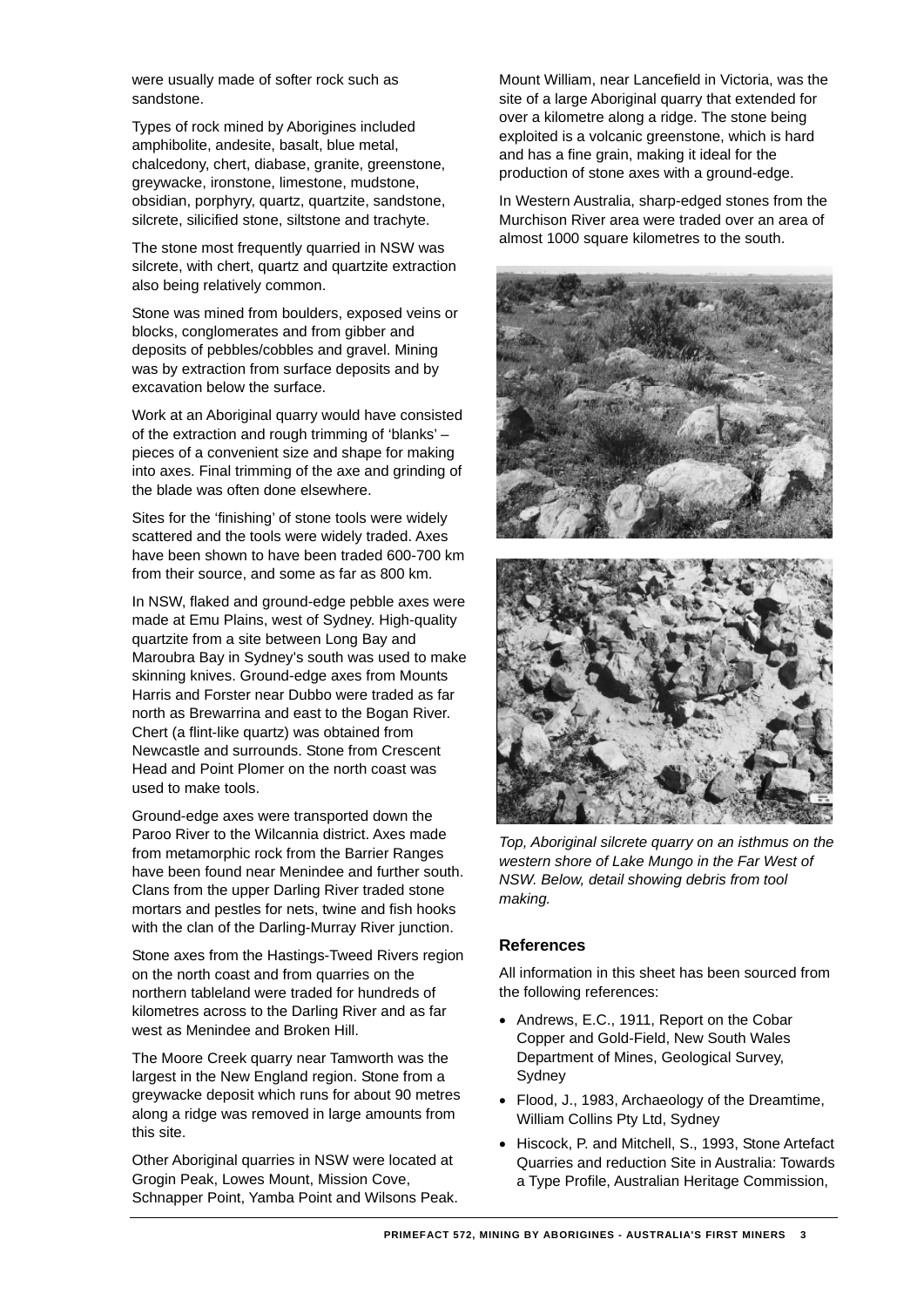were usually made of softer rock such as sandstone.

Types of rock mined by Aborigines included amphibolite, andesite, basalt, blue metal, chalcedony, chert, diabase, granite, greenstone, greywacke, ironstone, limestone, mudstone, obsidian, porphyry, quartz, quartzite, sandstone, silcrete, silicified stone, siltstone and trachyte.

The stone most frequently quarried in NSW was silcrete, with chert, quartz and quartzite extraction also being relatively common.

Stone was mined from boulders, exposed veins or blocks, conglomerates and from gibber and deposits of pebbles/cobbles and gravel. Mining was by extraction from surface deposits and by excavation below the surface.

Work at an Aboriginal quarry would have consisted of the extraction and rough trimming of 'blanks' – pieces of a convenient size and shape for making into axes. Final trimming of the axe and grinding of the blade was often done elsewhere.

Sites for the 'finishing' of stone tools were widely scattered and the tools were widely traded. Axes have been shown to have been traded 600-700 km from their source, and some as far as 800 km.

In NSW, flaked and ground-edge pebble axes were made at Emu Plains, west of Sydney. High-quality quartzite from a site between Long Bay and Maroubra Bay in Sydney's south was used to make skinning knives. Ground-edge axes from Mounts Harris and Forster near Dubbo were traded as far north as Brewarrina and east to the Bogan River. Chert (a flint-like quartz) was obtained from Newcastle and surrounds. Stone from Crescent Head and Point Plomer on the north coast was used to make tools.

Ground-edge axes were transported down the Paroo River to the Wilcannia district. Axes made from metamorphic rock from the Barrier Ranges have been found near Menindee and further south. Clans from the upper Darling River traded stone mortars and pestles for nets, twine and fish hooks with the clan of the Darling-Murray River junction.

Stone axes from the Hastings-Tweed Rivers region on the north coast and from quarries on the northern tableland were traded for hundreds of kilometres across to the Darling River and as far west as Menindee and Broken Hill.

The Moore Creek quarry near Tamworth was the largest in the New England region. Stone from a greywacke deposit which runs for about 90 metres along a ridge was removed in large amounts from this site.

Other Aboriginal quarries in NSW were located at Grogin Peak, Lowes Mount, Mission Cove, Schnapper Point, Yamba Point and Wilsons Peak.

Mount William, near Lancefield in Victoria, was the site of a large Aboriginal quarry that extended for over a kilometre along a ridge. The stone being exploited is a volcanic greenstone, which is hard and has a fine grain, making it ideal for the production of stone axes with a ground-edge.

In Western Australia, sharp-edged stones from the Murchison River area were traded over an area of almost 1000 square kilometres to the south.

*Top, Aboriginal silcrete quarry on an isthmus on the western shore of Lake Mungo in the Far West of NSW. Below, detail showing debris from tool making.*

### References

All information in this sheet has been sourced from the following references:

- Andrews, E.C., 1911, Report on the Cobar Copper and Gold-Field, New South Wales Department of Mines, Geological Survey, Sydney
- Flood, J., 1983, Archaeology of the Dreamtime, William Collins Pty Ltd, Sydney
- Hiscock, P. and Mitchell, S., 1993, Stone Artefact Quarries and reduction Site in Australia: Towards a Type Profile, Australian Heritage Commission,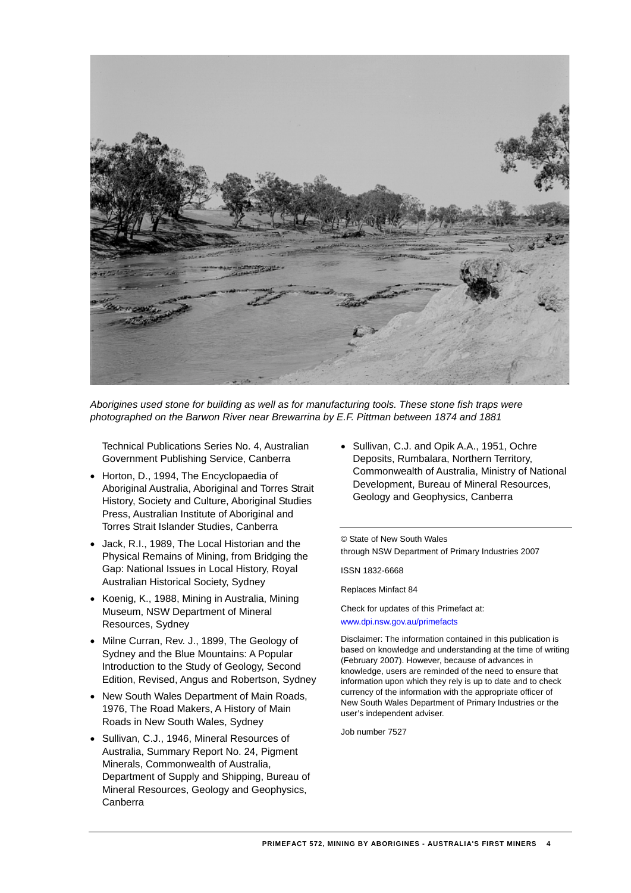*Aborigines used stone for building as well as for manufacturing tools. These stone fish traps were photographed on the Barwon River near Brewarrina by E.F. Pittman between 1874 and 1881*

Technical Publications Series No. 4, Australian Government Publishing Service, Canberra

- Horton, D., 1994, The Encyclopaedia of Aboriginal Australia, Aboriginal and Torres Strait History, Society and Culture, Aboriginal Studies Press, Australian Institute of Aboriginal and Torres Strait Islander Studies, Canberra
- Jack, R.I., 1989, The Local Historian and the Physical Remains of Mining, from Bridging the Gap: National Issues in Local History, Royal Australian Historical Society, Sydney
- Koenig, K., 1988, Mining in Australia, Mining Museum, NSW Department of Mineral Resources, Sydney
- Milne Curran, Rev. J., 1899, The Geology of Sydney and the Blue Mountains: A Popular Introduction to the Study of Geology, Second Edition, Revised, Angus and Robertson, Sydney
- New South Wales Department of Main Roads, 1976, The Road Makers, A History of Main Roads in New South Wales, Sydney
- Sullivan, C.J., 1946, Mineral Resources of Australia, Summary Report No. 24, Pigment Minerals, Commonwealth of Australia, Department of Supply and Shipping, Bureau of Mineral Resources, Geology and Geophysics, Canberra
- Sullivan, C.J. and Opik A.A., 1951, Ochre Deposits, Rumbalara, Northern Territory, Commonwealth of Australia, Ministry of National Development, Bureau of Mineral Resources, Geology and Geophysics, Canberra

---

© State of New South Wales
through NSW Department of Primary Industries 2007

ISSN 1832-6668

Replaces Minfact 84

Check for updates of this Primefact at:
www.dpi.nsw.gov.au/primefacts

Disclaimer: The information contained in this publication is based on knowledge and understanding at the time of writing (February 2007). However, because of advances in knowledge, users are reminded of the need to ensure that information upon which they rely is up to date and to check currency of the information with the appropriate officer of New South Wales Department of Primary Industries or the user's independent adviser.

Job number 7527